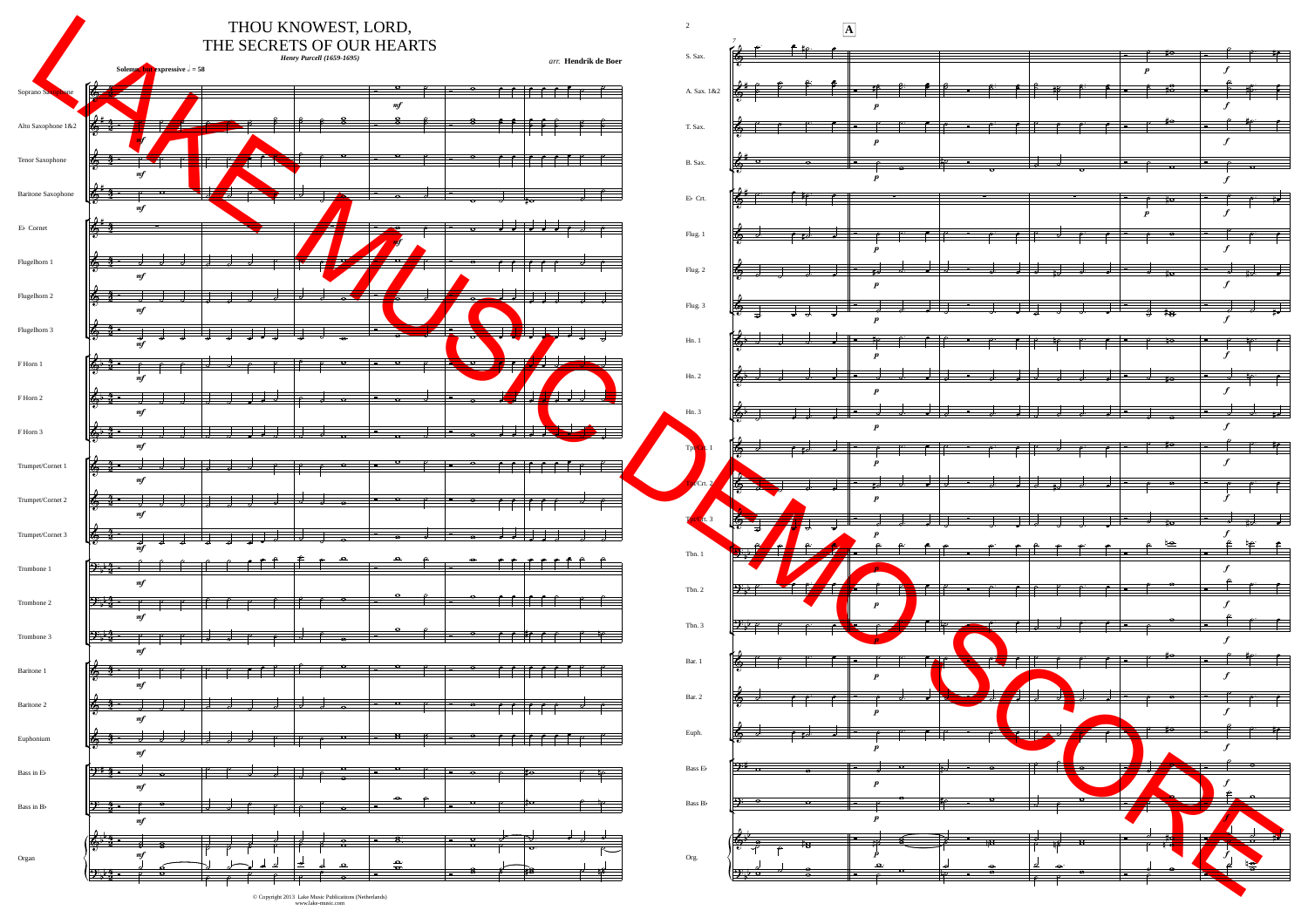# THOU KNOWEST, LORD, THE SECRETS OF OUR HEARTS

*Henry Purcell (1659-1695)*

*arr.* **Hendrik de Boer**

**Solemn, but expressive** ♩ = 58

© Copyright 2013 Lake Music Publications (Netherlands)
www.lake-music.com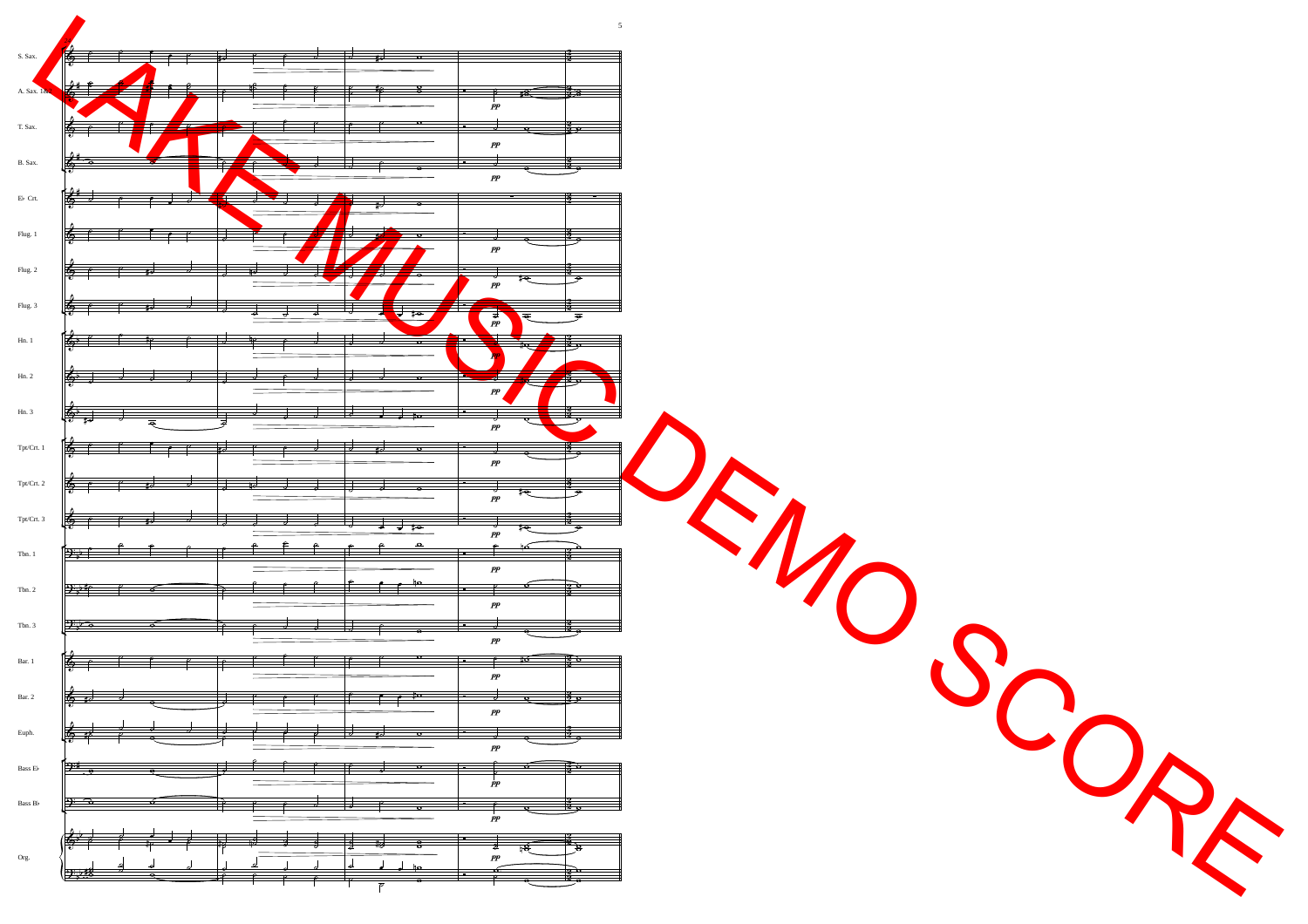S. Sax.

A. Sax. 1&2

T. Sax.

B. Sax.

E♭ Crt.

Flug. 1

Flug. 2

Flug. 3

Hn. 1

Hn. 2

Hn. 3

Tpt/Crt. 1

Tpt/Crt. 2

Tpt/Crt. 3

Tbn. 1

Tbn. 2

Tbn. 3

Bar. 1

Bar. 2

Euph.

Bass E♭

Bass B♭

Org.

*pp*

LAKE MUSIC DEMO SCORE